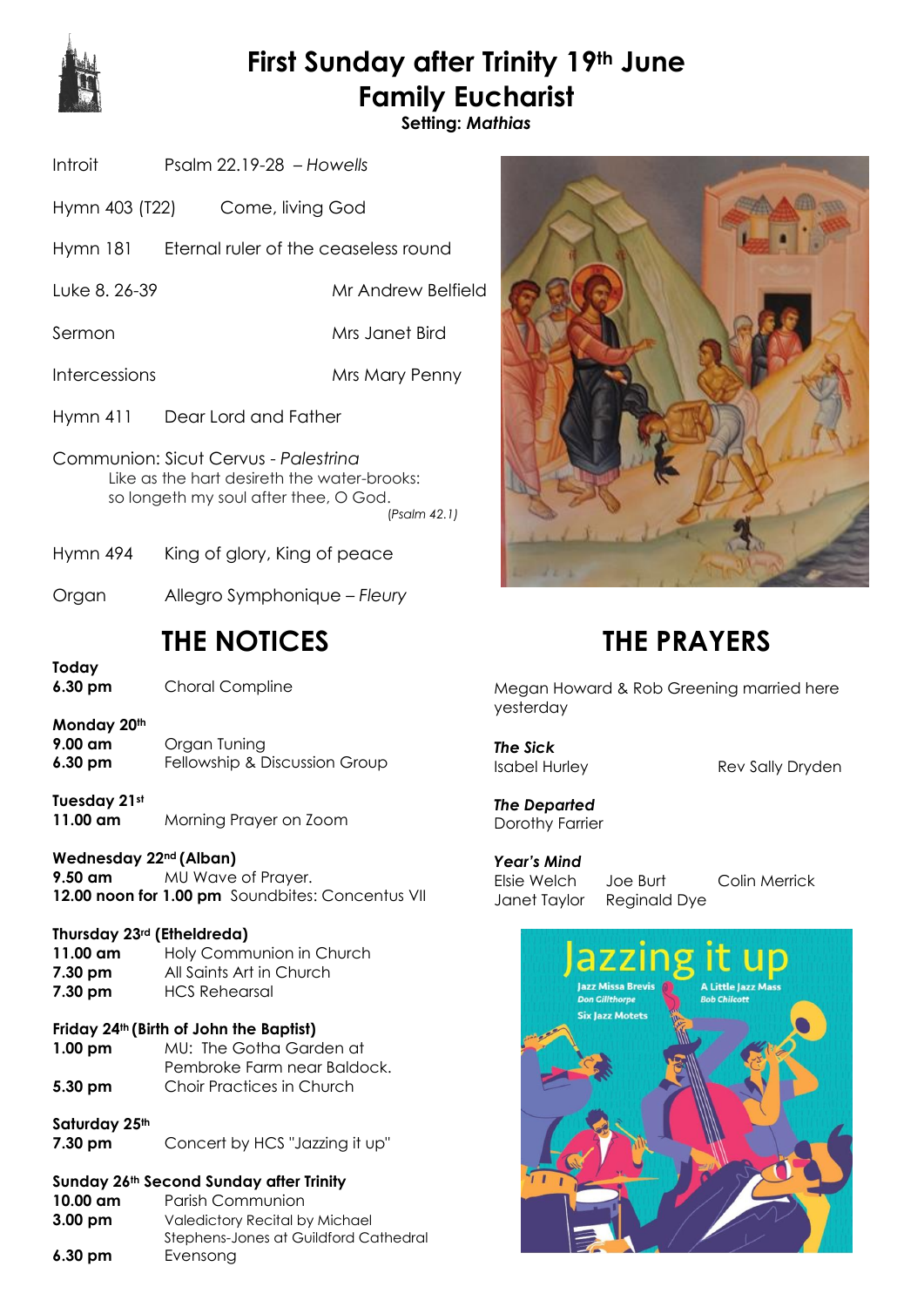# First Sunday after Trinity 19th June
# Family Eucharist

**Setting:** ***Mathias***

Introit — Psalm 22.19-28 – *Howells*

Hymn 403 (T22) — Come, living God

Hymn 181 — Eternal ruler of the ceaseless round

Luke 8. 26-39 — Mr Andrew Belfield

Sermon — Mrs Janet Bird

Intercessions — Mrs Mary Penny

Hymn 411 — Dear Lord and Father

Communion: Sicut Cervus - *Palestrina*
Like as the hart desireth the water-brooks:
so longeth my soul after thee, O God.
*(Psalm 42.1)*

Hymn 494 — King of glory, King of peace

Organ — Allegro Symphonique – *Fleury*

## THE NOTICES

**Today**
**6.30 pm** Choral Compline

**Monday 20th**
**9.00 am** Organ Tuning
**6.30 pm** Fellowship & Discussion Group

**Tuesday 21st**
**11.00 am** Morning Prayer on Zoom

**Wednesday 22nd (Alban)**
**9.50 am** MU Wave of Prayer.
**12.00 noon for 1.00 pm** Soundbites: Concentus VII

**Thursday 23rd (Etheldreda)**
**11.00 am** Holy Communion in Church
**7.30 pm** All Saints Art in Church
**7.30 pm** HCS Rehearsal

**Friday 24th (Birth of John the Baptist)**
**1.00 pm** MU: The Gotha Garden at Pembroke Farm near Baldock.
**5.30 pm** Choir Practices in Church

**Saturday 25th**
**7.30 pm** Concert by HCS "Jazzing it up"

**Sunday 26th Second Sunday after Trinity**
**10.00 am** Parish Communion
**3.00 pm** Valedictory Recital by Michael Stephens-Jones at Guildford Cathedral
**6.30 pm** Evensong

## THE PRAYERS

Megan Howard & Rob Greening married here yesterday

***The Sick***
Isabel Hurley
Rev Sally Dryden

***The Departed***
Dorothy Farrier

***Year's Mind***
Elsie Welch
Joe Burt
Colin Merrick
Janet Taylor
Reginald Dye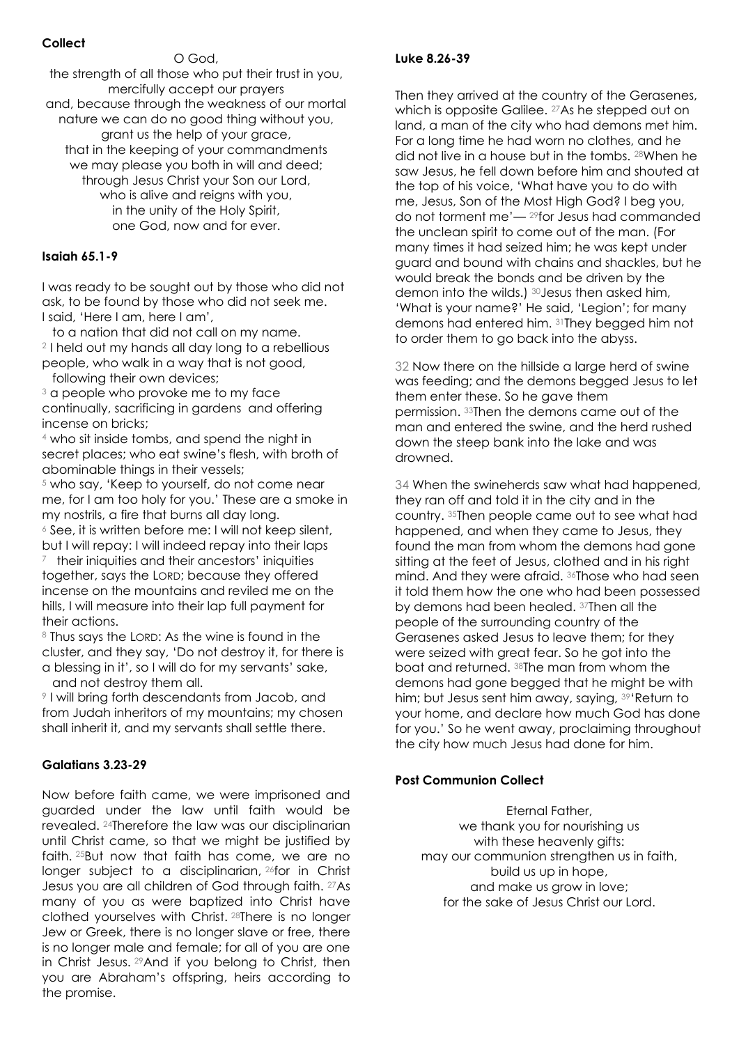**Collect**

O God,
the strength of all those who put their trust in you,
mercifully accept our prayers
and, because through the weakness of our mortal nature we can do no good thing without you,
grant us the help of your grace,
that in the keeping of your commandments
we may please you both in will and deed;
through Jesus Christ your Son our Lord,
who is alive and reigns with you,
in the unity of the Holy Spirit,
one God, now and for ever.

**Isaiah 65.1-9**

I was ready to be sought out by those who did not ask, to be found by those who did not seek me. I said, 'Here I am, here I am',
to a nation that did not call on my name.
[2] I held out my hands all day long to a rebellious people, who walk in a way that is not good,
following their own devices;
[3] a people who provoke me to my face continually, sacrificing in gardens and offering incense on bricks;
[4] who sit inside tombs, and spend the night in secret places; who eat swine's flesh, with broth of abominable things in their vessels;
[5] who say, 'Keep to yourself, do not come near me, for I am too holy for you.' These are a smoke in my nostrils, a fire that burns all day long.
[6] See, it is written before me: I will not keep silent, but I will repay: I will indeed repay into their laps
[7] their iniquities and their ancestors' iniquities together, says the LORD; because they offered incense on the mountains and reviled me on the hills, I will measure into their lap full payment for their actions.
[8] Thus says the LORD: As the wine is found in the cluster, and they say, 'Do not destroy it, for there is a blessing in it', so I will do for my servants' sake,
and not destroy them all.
[9] I will bring forth descendants from Jacob, and from Judah inheritors of my mountains; my chosen shall inherit it, and my servants shall settle there.

**Galatians 3.23-29**

Now before faith came, we were imprisoned and guarded under the law until faith would be revealed. [24]Therefore the law was our disciplinarian until Christ came, so that we might be justified by faith. [25]But now that faith has come, we are no longer subject to a disciplinarian, [26]for in Christ Jesus you are all children of God through faith. [27]As many of you as were baptized into Christ have clothed yourselves with Christ. [28]There is no longer Jew or Greek, there is no longer slave or free, there is no longer male and female; for all of you are one in Christ Jesus. [29]And if you belong to Christ, then you are Abraham's offspring, heirs according to the promise.

**Luke 8.26-39**

Then they arrived at the country of the Gerasenes, which is opposite Galilee. [27]As he stepped out on land, a man of the city who had demons met him. For a long time he had worn no clothes, and he did not live in a house but in the tombs. [28]When he saw Jesus, he fell down before him and shouted at the top of his voice, 'What have you to do with me, Jesus, Son of the Most High God? I beg you, do not torment me'— [29]for Jesus had commanded the unclean spirit to come out of the man. (For many times it had seized him; he was kept under guard and bound with chains and shackles, but he would break the bonds and be driven by the demon into the wilds.) [30]Jesus then asked him, 'What is your name?' He said, 'Legion'; for many demons had entered him. [31]They begged him not to order them to go back into the abyss.

32 Now there on the hillside a large herd of swine was feeding; and the demons begged Jesus to let them enter these. So he gave them permission. [33]Then the demons came out of the man and entered the swine, and the herd rushed down the steep bank into the lake and was drowned.

34 When the swineherds saw what had happened, they ran off and told it in the city and in the country. [35]Then people came out to see what had happened, and when they came to Jesus, they found the man from whom the demons had gone sitting at the feet of Jesus, clothed and in his right mind. And they were afraid. [36]Those who had seen it told them how the one who had been possessed by demons had been healed. [37]Then all the people of the surrounding country of the Gerasenes asked Jesus to leave them; for they were seized with great fear. So he got into the boat and returned. [38]The man from whom the demons had gone begged that he might be with him; but Jesus sent him away, saying, [39]'Return to your home, and declare how much God has done for you.' So he went away, proclaiming throughout the city how much Jesus had done for him.

**Post Communion Collect**

Eternal Father,
we thank you for nourishing us
with these heavenly gifts:
may our communion strengthen us in faith,
build us up in hope,
and make us grow in love;
for the sake of Jesus Christ our Lord.